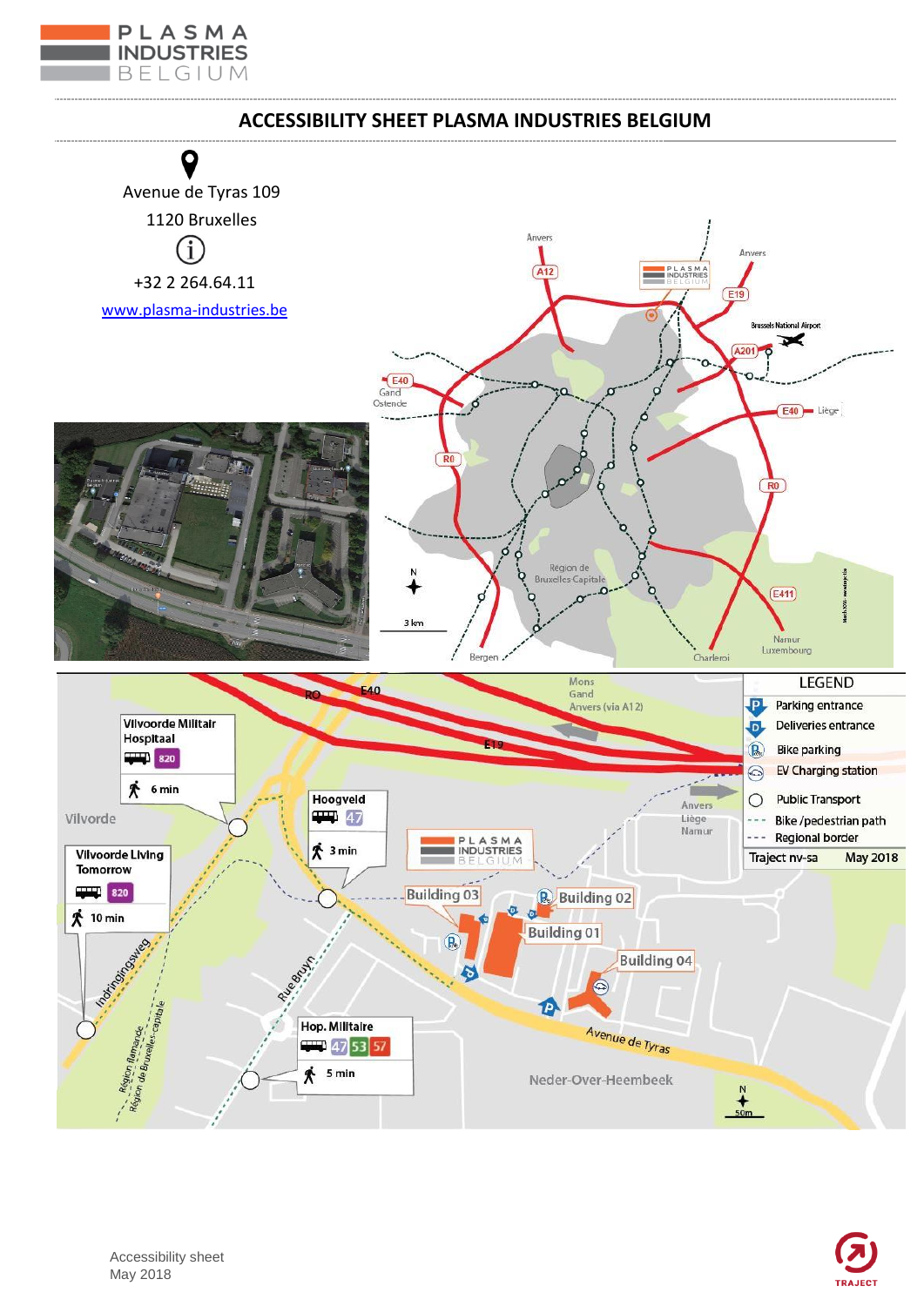# ACCESSIBILITY SHEET PLASMA INDUSTRIES BELGIUM

Avenue de Tyras 109

1120 Bruxelles

+32 2 264.64.11

www.plasma-industries.be

Anvers

A12

Anvers

E19

Brussels National Airport

A201

E40
Gand
Ostende

E40 Liège

R0

R0

Région de Bruxelles-Capitale

E411

Namur
Luxembourg

Bergen

Charleroi

3 km

R0 E40

Mons
Gand
Anvers (via A12)

E19

Vilvoorde Militair Hospitaal
820
6 min

Vilvorde

Hoogveld
47
3 min

Vilvoorde Living Tomorrow
820
10 min

Building 03
Building 02
Building 01
Building 04

Anvers
Liège
Namur

Indringingsweg

Rue Bruyn

Hop. Militaire
47 53 57
5 min

Avenue de Tyras

Neder-Over-Heembeek

Région flamande
Région de Bruxelles-capitale

50m

LEGEND
- Parking entrance
- Deliveries entrance
- Bike parking
- EV Charging station
- Public Transport
- Bike /pedestrian path
- Regional border

Traject nv-sa May 2018

Accessibility sheet
May 2018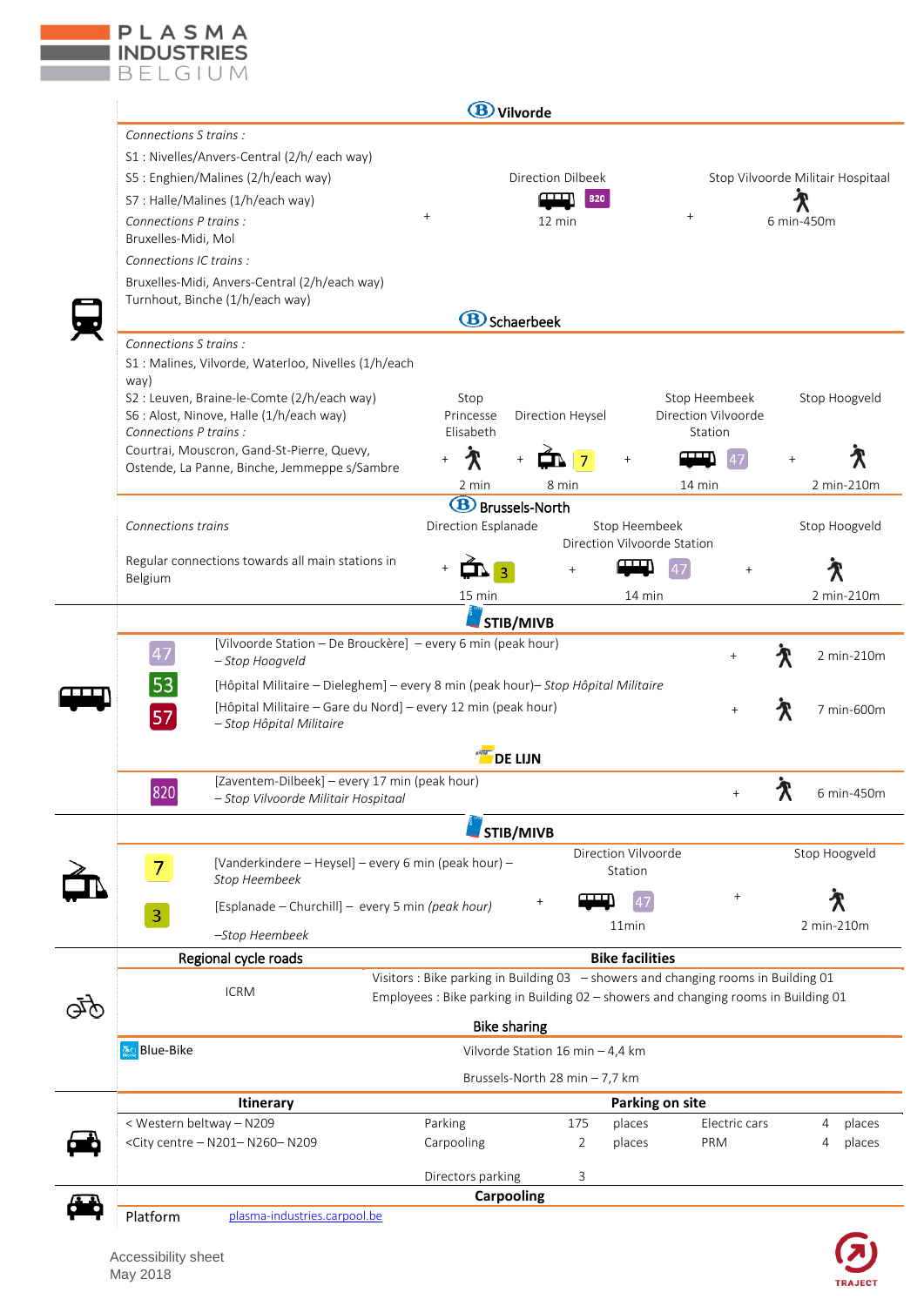PLASMA INDUSTRIES BELGIUM

## Vilvorde

*Connections S trains :*

S1 : Nivelles/Anvers-Central (2/h/ each way)

S5 : Enghien/Malines (2/h/each way)

S7 : Halle/Malines (1/h/each way)

*Connections P trains :*

Bruxelles-Midi, Mol

*Connections IC trains :*

Bruxelles-Midi, Anvers-Central (2/h/each way)

Turnhout, Binche (1/h/each way)

| | | | |
|---|---|---|---|
| + | Direction Dilbeek 820 12 min | + | Stop Vilvoorde Militair Hospitaal 6 min-450m |

## Schaerbeek

*Connections S trains :*

S1 : Malines, Vilvorde, Waterloo, Nivelles (1/h/each way)

S2 : Leuven, Braine-le-Comte (2/h/each way)

S6 : Alost, Ninove, Halle (1/h/each way)

*Connections P trains :*

Courtrai, Mouscron, Gand-St-Pierre, Quevy, Ostende, La Panne, Binche, Jemmeppe s/Sambre

| | | | | | | |
|---|---|---|---|---|---|---|
| Stop Princesse Elisabeth 2 min | + | Direction Heysel 7 8 min | + | Stop Heembeek Direction Vilvoorde Station 47 14 min | + | Stop Hoogveld 2 min-210m |

## Brussels-North

*Connections trains*

Regular connections towards all main stations in Belgium

| | | | | | |
|---|---|---|---|---|---|
| + | Direction Esplanade 3 15 min | + | Stop Heembeek Direction Vilvoorde Station 47 14 min | + | Stop Hoogveld 2 min-210m |

## STIB/MIVB

| | | | |
|---|---|---|---|
| 47 | [Vilvoorde Station – De Brouckère] – every 6 min (peak hour) – *Stop Hoogveld* | + | 2 min-210m |
| 53 | [Hôpital Militaire – Dieleghem] – every 8 min (peak hour)– *Stop Hôpital Militaire* | | |
| 57 | [Hôpital Militaire – Gare du Nord] – every 12 min (peak hour) – *Stop Hôpital Militaire* | + | 7 min-600m |

## DE LIJN

| | | | |
|---|---|---|---|
| 820 | [Zaventem-Dilbeek] – every 17 min (peak hour) – *Stop Vilvoorde Militair Hospitaal* | + | 6 min-450m |

## STIB/MIVB

| | | | | | |
|---|---|---|---|---|---|
| 7 | [Vanderkindere – Heysel] – every 6 min (peak hour) – *Stop Heembeek* | + | Direction Vilvoorde Station 47 11min | + | Stop Hoogveld 2 min-210m |
| 3 | [Esplanade – Churchill] – every 5 min *(peak hour)* –*Stop Heembeek* | | | | |

## Regional cycle roads

ICRM

## Bike facilities

Visitors : Bike parking in Building 03 – showers and changing rooms in Building 01

Employees : Bike parking in Building 02 – showers and changing rooms in Building 01

## Bike sharing

Blue-Bike

Vilvorde Station 16 min – 4,4 km

Brussels-North 28 min – 7,7 km

## Itinerary

< Western beltway – N209

<City centre – N201– N260– N209

## Parking on site

| | | | | | |
|---|---|---|---|---|---|
| Parking | 175 | places | Electric cars | 4 | places |
| Carpooling | 2 | places | PRM | 4 | places |
| Directors parking | 3 | | | | |

## Carpooling

Platform plasma-industries.carpool.be

Accessibility sheet
May 2018

TRAJECT